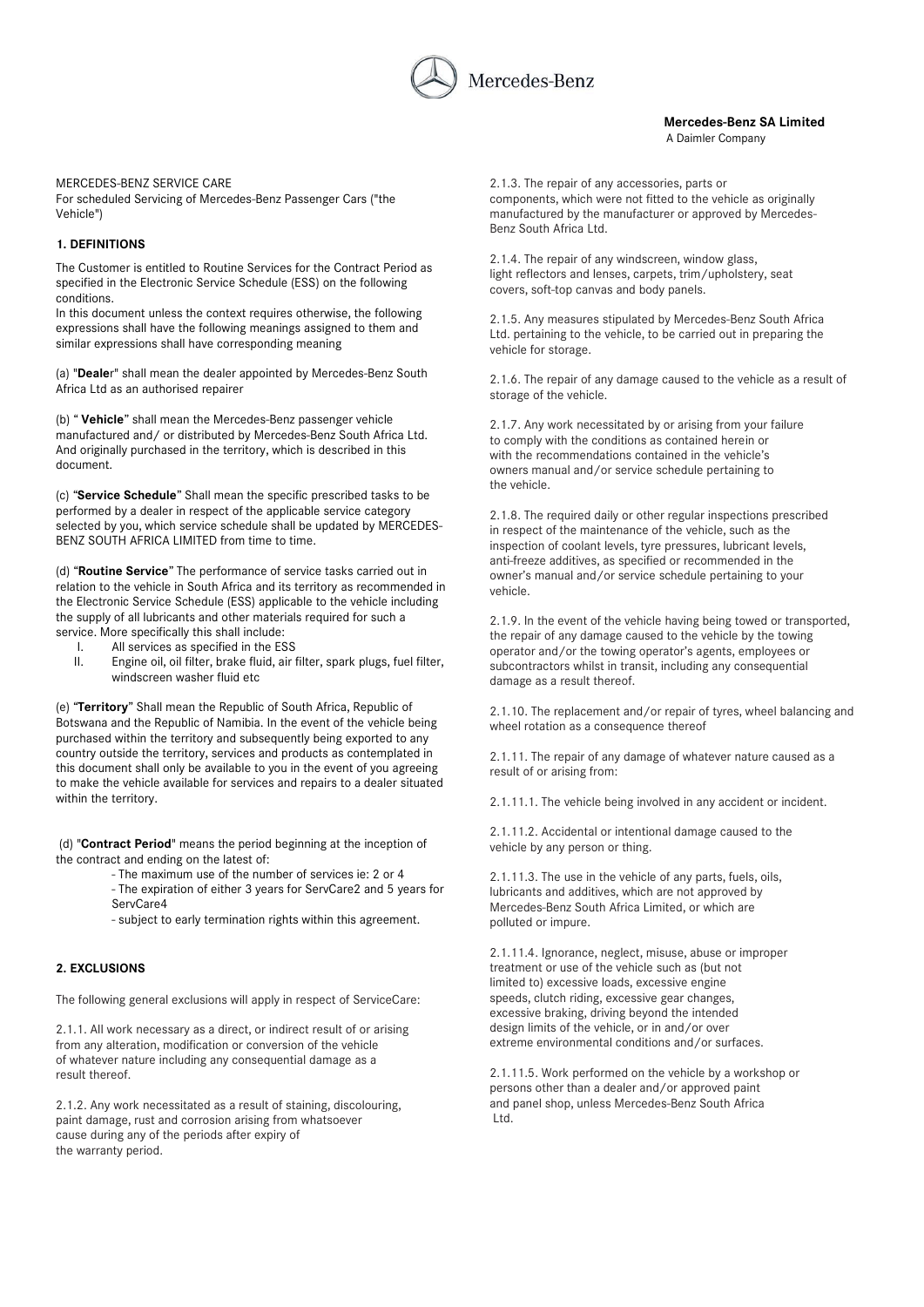Mercedes-Benz

**Mercedes-Benz SA Limited**
A Daimler Company

MERCEDES-BENZ SERVICE CARE
For scheduled Servicing of Mercedes-Benz Passenger Cars ("the Vehicle")

## 1. DEFINITIONS

The Customer is entitled to Routine Services for the Contract Period as specified in the Electronic Service Schedule (ESS) on the following conditions.
In this document unless the context requires otherwise, the following expressions shall have the following meanings assigned to them and similar expressions shall have corresponding meaning

(a) "**Deale**r" shall mean the dealer appointed by Mercedes-Benz South Africa Ltd as an authorised repairer

(b) " **Vehicle**" shall mean the Mercedes-Benz passenger vehicle manufactured and/ or distributed by Mercedes-Benz South Africa Ltd. And originally purchased in the territory, which is described in this document.

(c) "**Service Schedule**" Shall mean the specific prescribed tasks to be performed by a dealer in respect of the applicable service category selected by you, which service schedule shall be updated by MERCEDES-BENZ SOUTH AFRICA LIMITED from time to time.

(d) "**Routine Service**" The performance of service tasks carried out in relation to the vehicle in South Africa and its territory as recommended in the Electronic Service Schedule (ESS) applicable to the vehicle including the supply of all lubricants and other materials required for such a service. More specifically this shall include:

I. All services as specified in the ESS
II. Engine oil, oil filter, brake fluid, air filter, spark plugs, fuel filter, windscreen washer fluid etc

(e) "**Territory**" Shall mean the Republic of South Africa, Republic of Botswana and the Republic of Namibia. In the event of the vehicle being purchased within the territory and subsequently being exported to any country outside the territory, services and products as contemplated in this document shall only be available to you in the event of you agreeing to make the vehicle available for services and repairs to a dealer situated within the territory.

(d) "**Contract Period**" means the period beginning at the inception of the contract and ending on the latest of:

- The maximum use of the number of services ie: 2 or 4
- The expiration of either 3 years for ServCare2 and 5 years for ServCare4
- subject to early termination rights within this agreement.

## 2. EXCLUSIONS

The following general exclusions will apply in respect of ServiceCare:

2.1.1. All work necessary as a direct, or indirect result of or arising from any alteration, modification or conversion of the vehicle of whatever nature including any consequential damage as a result thereof.

2.1.2. Any work necessitated as a result of staining, discolouring, paint damage, rust and corrosion arising from whatsoever cause during any of the periods after expiry of the warranty period.

2.1.3. The repair of any accessories, parts or components, which were not fitted to the vehicle as originally manufactured by the manufacturer or approved by Mercedes-Benz South Africa Ltd.

2.1.4. The repair of any windscreen, window glass, light reflectors and lenses, carpets, trim/upholstery, seat covers, soft-top canvas and body panels.

2.1.5. Any measures stipulated by Mercedes-Benz South Africa Ltd. pertaining to the vehicle, to be carried out in preparing the vehicle for storage.

2.1.6. The repair of any damage caused to the vehicle as a result of storage of the vehicle.

2.1.7. Any work necessitated by or arising from your failure to comply with the conditions as contained herein or with the recommendations contained in the vehicle's owners manual and/or service schedule pertaining to the vehicle.

2.1.8. The required daily or other regular inspections prescribed in respect of the maintenance of the vehicle, such as the inspection of coolant levels, tyre pressures, lubricant levels, anti-freeze additives, as specified or recommended in the owner's manual and/or service schedule pertaining to your vehicle.

2.1.9. In the event of the vehicle having being towed or transported, the repair of any damage caused to the vehicle by the towing operator and/or the towing operator's agents, employees or subcontractors whilst in transit, including any consequential damage as a result thereof.

2.1.10. The replacement and/or repair of tyres, wheel balancing and wheel rotation as a consequence thereof

2.1.11. The repair of any damage of whatever nature caused as a result of or arising from:

2.1.11.1. The vehicle being involved in any accident or incident.

2.1.11.2. Accidental or intentional damage caused to the vehicle by any person or thing.

2.1.11.3. The use in the vehicle of any parts, fuels, oils, lubricants and additives, which are not approved by Mercedes-Benz South Africa Limited, or which are polluted or impure.

2.1.11.4. Ignorance, neglect, misuse, abuse or improper treatment or use of the vehicle such as (but not limited to) excessive loads, excessive engine speeds, clutch riding, excessive gear changes, excessive braking, driving beyond the intended design limits of the vehicle, or in and/or over extreme environmental conditions and/or surfaces.

2.1.11.5. Work performed on the vehicle by a workshop or persons other than a dealer and/or approved paint and panel shop, unless Mercedes-Benz South Africa Ltd.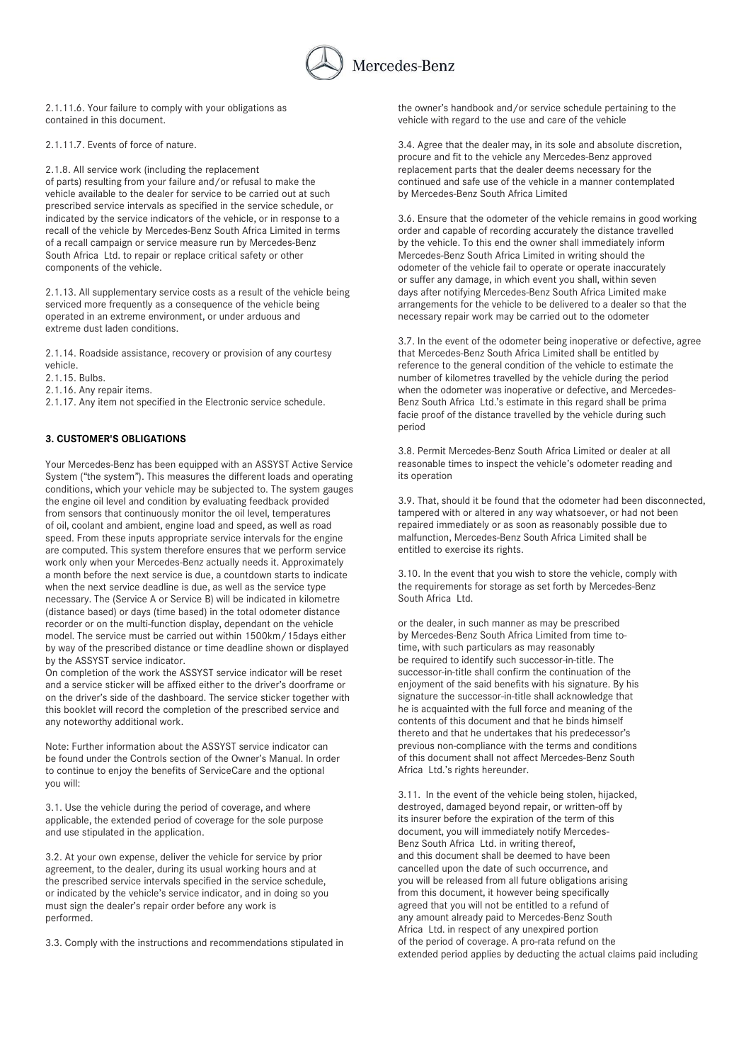2.1.11.6. Your failure to comply with your obligations as contained in this document.

2.1.11.7. Events of force of nature.

2.1.8. All service work (including the replacement of parts) resulting from your failure and/or refusal to make the vehicle available to the dealer for service to be carried out at such prescribed service intervals as specified in the service schedule, or indicated by the service indicators of the vehicle, or in response to a recall of the vehicle by Mercedes-Benz South Africa Limited in terms of a recall campaign or service measure run by Mercedes-Benz South Africa Ltd. to repair or replace critical safety or other components of the vehicle.

2.1.13. All supplementary service costs as a result of the vehicle being serviced more frequently as a consequence of the vehicle being operated in an extreme environment, or under arduous and extreme dust laden conditions.

2.1.14. Roadside assistance, recovery or provision of any courtesy vehicle.

2.1.15. Bulbs.

2.1.16. Any repair items.

2.1.17. Any item not specified in the Electronic service schedule.

### 3. CUSTOMER'S OBLIGATIONS

Your Mercedes-Benz has been equipped with an ASSYST Active Service System ("the system"). This measures the different loads and operating conditions, which your vehicle may be subjected to. The system gauges the engine oil level and condition by evaluating feedback provided from sensors that continuously monitor the oil level, temperatures of oil, coolant and ambient, engine load and speed, as well as road speed. From these inputs appropriate service intervals for the engine are computed. This system therefore ensures that we perform service work only when your Mercedes-Benz actually needs it. Approximately a month before the next service is due, a countdown starts to indicate when the next service deadline is due, as well as the service type necessary. The (Service A or Service B) will be indicated in kilometre (distance based) or days (time based) in the total odometer distance recorder or on the multi-function display, dependant on the vehicle model. The service must be carried out within 1500km/15days either by way of the prescribed distance or time deadline shown or displayed by the ASSYST service indicator.

On completion of the work the ASSYST service indicator will be reset and a service sticker will be affixed either to the driver's doorframe or on the driver's side of the dashboard. The service sticker together with this booklet will record the completion of the prescribed service and any noteworthy additional work.

Note: Further information about the ASSYST service indicator can be found under the Controls section of the Owner's Manual. In order to continue to enjoy the benefits of ServiceCare and the optional you will:

3.1. Use the vehicle during the period of coverage, and where applicable, the extended period of coverage for the sole purpose and use stipulated in the application.

3.2. At your own expense, deliver the vehicle for service by prior agreement, to the dealer, during its usual working hours and at the prescribed service intervals specified in the service schedule, or indicated by the vehicle's service indicator, and in doing so you must sign the dealer's repair order before any work is performed.

3.3. Comply with the instructions and recommendations stipulated in the owner's handbook and/or service schedule pertaining to the vehicle with regard to the use and care of the vehicle

3.4. Agree that the dealer may, in its sole and absolute discretion, procure and fit to the vehicle any Mercedes-Benz approved replacement parts that the dealer deems necessary for the continued and safe use of the vehicle in a manner contemplated by Mercedes-Benz South Africa Limited

3.6. Ensure that the odometer of the vehicle remains in good working order and capable of recording accurately the distance travelled by the vehicle. To this end the owner shall immediately inform Mercedes-Benz South Africa Limited in writing should the odometer of the vehicle fail to operate or operate inaccurately or suffer any damage, in which event you shall, within seven days after notifying Mercedes-Benz South Africa Limited make arrangements for the vehicle to be delivered to a dealer so that the necessary repair work may be carried out to the odometer

3.7. In the event of the odometer being inoperative or defective, agree that Mercedes-Benz South Africa Limited shall be entitled by reference to the general condition of the vehicle to estimate the number of kilometres travelled by the vehicle during the period when the odometer was inoperative or defective, and Mercedes-Benz South Africa Ltd.'s estimate in this regard shall be prima facie proof of the distance travelled by the vehicle during such period

3.8. Permit Mercedes-Benz South Africa Limited or dealer at all reasonable times to inspect the vehicle's odometer reading and its operation

3.9. That, should it be found that the odometer had been disconnected, tampered with or altered in any way whatsoever, or had not been repaired immediately or as soon as reasonably possible due to malfunction, Mercedes-Benz South Africa Limited shall be entitled to exercise its rights.

3.10. In the event that you wish to store the vehicle, comply with the requirements for storage as set forth by Mercedes-Benz South Africa Ltd.

or the dealer, in such manner as may be prescribed by Mercedes-Benz South Africa Limited from time to-time, with such particulars as may reasonably be required to identify such successor-in-title. The successor-in-title shall confirm the continuation of the enjoyment of the said benefits with his signature. By his signature the successor-in-title shall acknowledge that he is acquainted with the full force and meaning of the contents of this document and that he binds himself thereto and that he undertakes that his predecessor's previous non-compliance with the terms and conditions of this document shall not affect Mercedes-Benz South Africa Ltd.'s rights hereunder.

3.11. In the event of the vehicle being stolen, hijacked, destroyed, damaged beyond repair, or written-off by its insurer before the expiration of the term of this document, you will immediately notify Mercedes-Benz South Africa Ltd. in writing thereof, and this document shall be deemed to have been cancelled upon the date of such occurrence, and you will be released from all future obligations arising from this document, it however being specifically agreed that you will not be entitled to a refund of any amount already paid to Mercedes-Benz South Africa Ltd. in respect of any unexpired portion of the period of coverage. A pro-rata refund on the extended period applies by deducting the actual claims paid including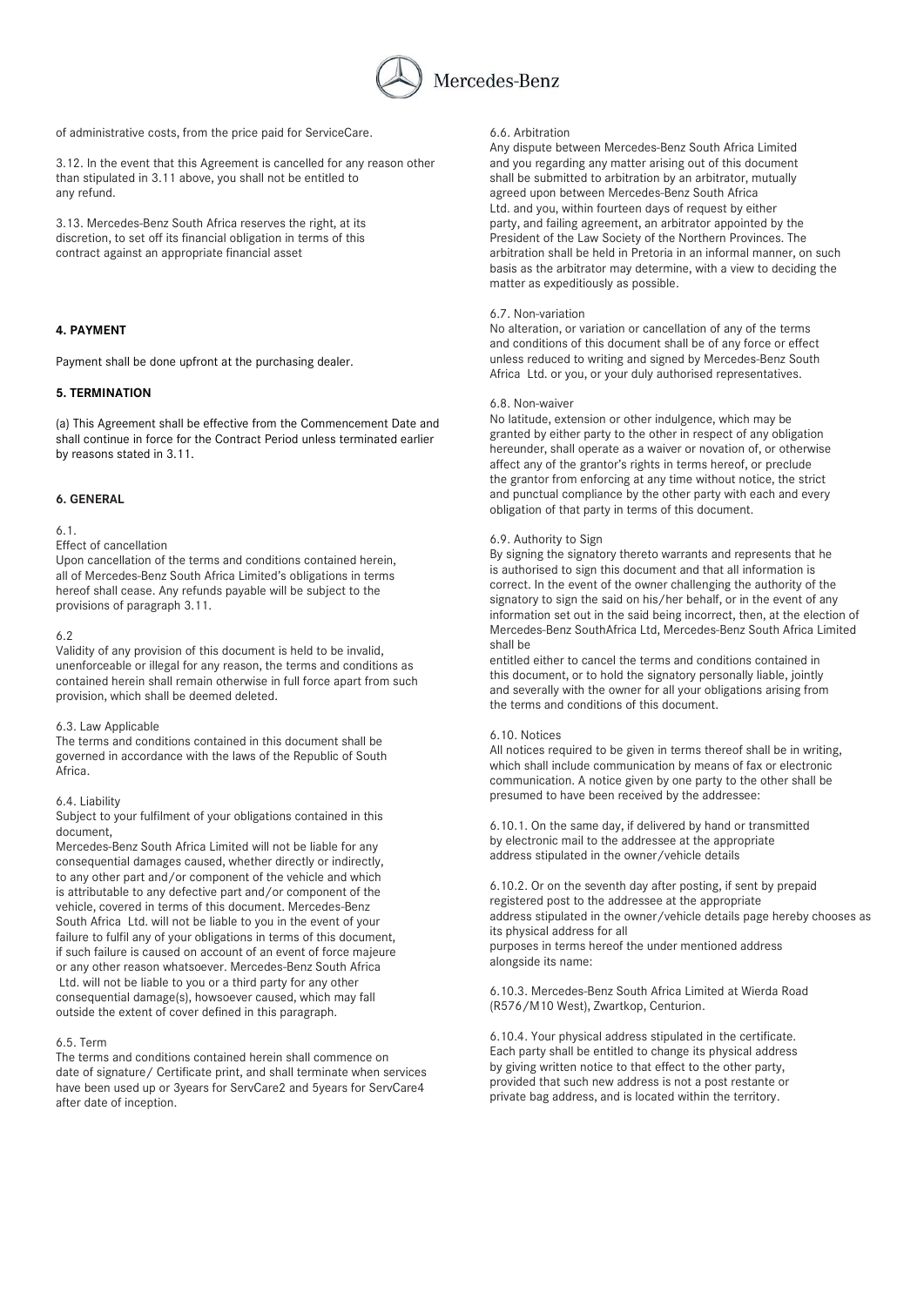of administrative costs, from the price paid for ServiceCare.

3.12. In the event that this Agreement is cancelled for any reason other than stipulated in 3.11 above, you shall not be entitled to any refund.

3.13. Mercedes-Benz South Africa reserves the right, at its discretion, to set off its financial obligation in terms of this contract against an appropriate financial asset

## 4. PAYMENT

Payment shall be done upfront at the purchasing dealer.

## 5. TERMINATION

(a) This Agreement shall be effective from the Commencement Date and shall continue in force for the Contract Period unless terminated earlier by reasons stated in 3.11.

## 6. GENERAL

6.1.
Effect of cancellation
Upon cancellation of the terms and conditions contained herein, all of Mercedes-Benz South Africa Limited's obligations in terms hereof shall cease. Any refunds payable will be subject to the provisions of paragraph 3.11.

6.2
Validity of any provision of this document is held to be invalid, unenforceable or illegal for any reason, the terms and conditions as contained herein shall remain otherwise in full force apart from such provision, which shall be deemed deleted.

6.3. Law Applicable
The terms and conditions contained in this document shall be governed in accordance with the laws of the Republic of South Africa.

6.4. Liability
Subject to your fulfilment of your obligations contained in this document,
Mercedes-Benz South Africa Limited will not be liable for any consequential damages caused, whether directly or indirectly, to any other part and/or component of the vehicle and which is attributable to any defective part and/or component of the vehicle, covered in terms of this document. Mercedes-Benz South Africa Ltd. will not be liable to you in the event of your failure to fulfil any of your obligations in terms of this document, if such failure is caused on account of an event of force majeure or any other reason whatsoever. Mercedes-Benz South Africa Ltd. will not be liable to you or a third party for any other consequential damage(s), howsoever caused, which may fall outside the extent of cover defined in this paragraph.

6.5. Term
The terms and conditions contained herein shall commence on date of signature/ Certificate print, and shall terminate when services have been used up or 3years for ServCare2 and 5years for ServCare4 after date of inception.

6.6. Arbitration
Any dispute between Mercedes-Benz South Africa Limited and you regarding any matter arising out of this document shall be submitted to arbitration by an arbitrator, mutually agreed upon between Mercedes-Benz South Africa Ltd. and you, within fourteen days of request by either party, and failing agreement, an arbitrator appointed by the President of the Law Society of the Northern Provinces. The arbitration shall be held in Pretoria in an informal manner, on such basis as the arbitrator may determine, with a view to deciding the matter as expeditiously as possible.

6.7. Non-variation
No alteration, or variation or cancellation of any of the terms and conditions of this document shall be of any force or effect unless reduced to writing and signed by Mercedes-Benz South Africa Ltd. or you, or your duly authorised representatives.

6.8. Non-waiver
No latitude, extension or other indulgence, which may be granted by either party to the other in respect of any obligation hereunder, shall operate as a waiver or novation of, or otherwise affect any of the grantor's rights in terms hereof, or preclude the grantor from enforcing at any time without notice, the strict and punctual compliance by the other party with each and every obligation of that party in terms of this document.

6.9. Authority to Sign
By signing the signatory thereto warrants and represents that he is authorised to sign this document and that all information is correct. In the event of the owner challenging the authority of the signatory to sign the said on his/her behalf, or in the event of any information set out in the said being incorrect, then, at the election of Mercedes-Benz SouthAfrica Ltd, Mercedes-Benz South Africa Limited shall be
entitled either to cancel the terms and conditions contained in this document, or to hold the signatory personally liable, jointly and severally with the owner for all your obligations arising from the terms and conditions of this document.

6.10. Notices
All notices required to be given in terms thereof shall be in writing, which shall include communication by means of fax or electronic communication. A notice given by one party to the other shall be presumed to have been received by the addressee:

6.10.1. On the same day, if delivered by hand or transmitted by electronic mail to the addressee at the appropriate address stipulated in the owner/vehicle details

6.10.2. Or on the seventh day after posting, if sent by prepaid registered post to the addressee at the appropriate address stipulated in the owner/vehicle details page hereby chooses as its physical address for all
purposes in terms hereof the under mentioned address alongside its name:

6.10.3. Mercedes-Benz South Africa Limited at Wierda Road (R576/M10 West), Zwartkop, Centurion.

6.10.4. Your physical address stipulated in the certificate. Each party shall be entitled to change its physical address by giving written notice to that effect to the other party, provided that such new address is not a post restante or private bag address, and is located within the territory.